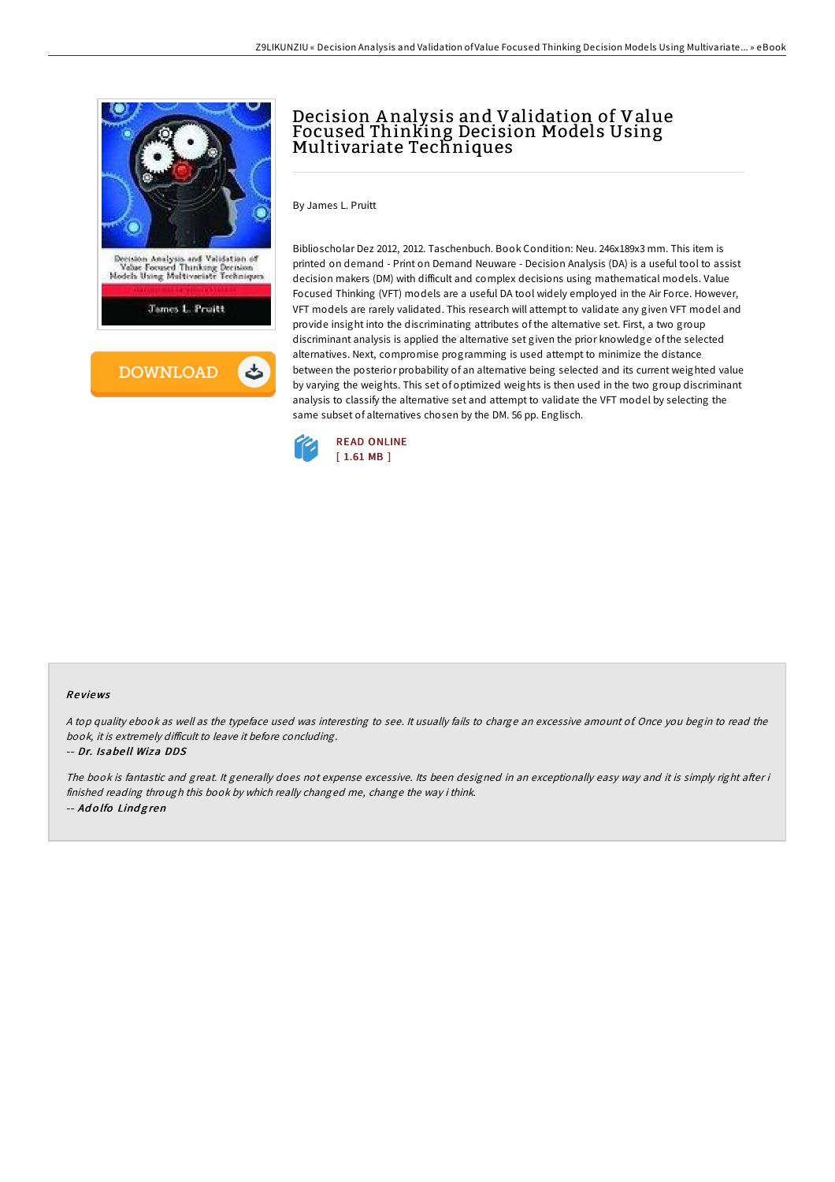# Decision Analysis and Validation of Value Focused Thinking Decision Models Using Multivariate Techniques

By James L. Pruitt

Biblioscholar Dez 2012, 2012. Taschenbuch. Book Condition: Neu. 246x189x3 mm. This item is printed on demand - Print on Demand Neuware - Decision Analysis (DA) is a useful tool to assist decision makers (DM) with difficult and complex decisions using mathematical models. Value Focused Thinking (VFT) models are a useful DA tool widely employed in the Air Force. However, VFT models are rarely validated. This research will attempt to validate any given VFT model and provide insight into the discriminating attributes of the alternative set. First, a two group discriminant analysis is applied the alternative set given the prior knowledge of the selected alternatives. Next, compromise programming is used attempt to minimize the distance between the posterior probability of an alternative being selected and its current weighted value by varying the weights. This set of optimized weights is then used in the two group discriminant analysis to classify the alternative set and attempt to validate the VFT model by selecting the same subset of alternatives chosen by the DM. 56 pp. Englisch.

READ ONLINE
[ 1.61 MB ]

## Reviews

*A top quality ebook as well as the typeface used was interesting to see. It usually fails to charge an excessive amount of. Once you begin to read the book, it is extremely difficult to leave it before concluding.*

-- *Dr. Isabell Wiza DDS*

*The book is fantastic and great. It generally does not expense excessive. Its been designed in an exceptionally easy way and it is simply right after i finished reading through this book by which really changed me, change the way i think.*

-- *Adolfo Lindgren*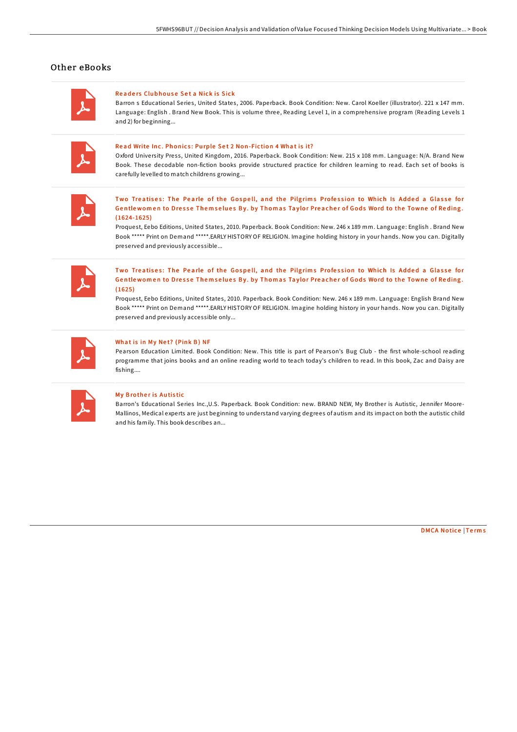## Other eBooks

### Readers Clubhouse Set a Nick is Sick

Barron s Educational Series, United States, 2006. Paperback. Book Condition: New. Carol Koeller (illustrator). 221 x 147 mm. Language: English . Brand New Book. This is volume three, Reading Level 1, in a comprehensive program (Reading Levels 1 and 2) for beginning...

### Read Write Inc. Phonics: Purple Set 2 Non-Fiction 4 What is it?

Oxford University Press, United Kingdom, 2016. Paperback. Book Condition: New. 215 x 108 mm. Language: N/A. Brand New Book. These decodable non-fiction books provide structured practice for children learning to read. Each set of books is carefully levelled to match childrens growing...

### Two Treatises: The Pearle of the Gospell, and the Pilgrims Profession to Which Is Added a Glasse for Gentlewomen to Dresse Themselues By. by Thomas Taylor Preacher of Gods Word to the Towne of Reding. (1624-1625)

Proquest, Eebo Editions, United States, 2010. Paperback. Book Condition: New. 246 x 189 mm. Language: English . Brand New Book ***** Print on Demand *****.EARLY HISTORY OF RELIGION. Imagine holding history in your hands. Now you can. Digitally preserved and previously accessible...

### Two Treatises: The Pearle of the Gospell, and the Pilgrims Profession to Which Is Added a Glasse for Gentlewomen to Dresse Themselues By. by Thomas Taylor Preacher of Gods Word to the Towne of Reding. (1625)

Proquest, Eebo Editions, United States, 2010. Paperback. Book Condition: New. 246 x 189 mm. Language: English Brand New Book ***** Print on Demand *****.EARLY HISTORY OF RELIGION. Imagine holding history in your hands. Now you can. Digitally preserved and previously accessible only...

### What is in My Net? (Pink B) NF

Pearson Education Limited. Book Condition: New. This title is part of Pearson's Bug Club - the first whole-school reading programme that joins books and an online reading world to teach today's children to read. In this book, Zac and Daisy are fishing....

### My Brother is Autistic

Barron's Educational Series Inc.,U.S. Paperback. Book Condition: new. BRAND NEW, My Brother is Autistic, Jennifer Moore-Mallinos, Medical experts are just beginning to understand varying degrees of autism and its impact on both the autistic child and his family. This book describes an...